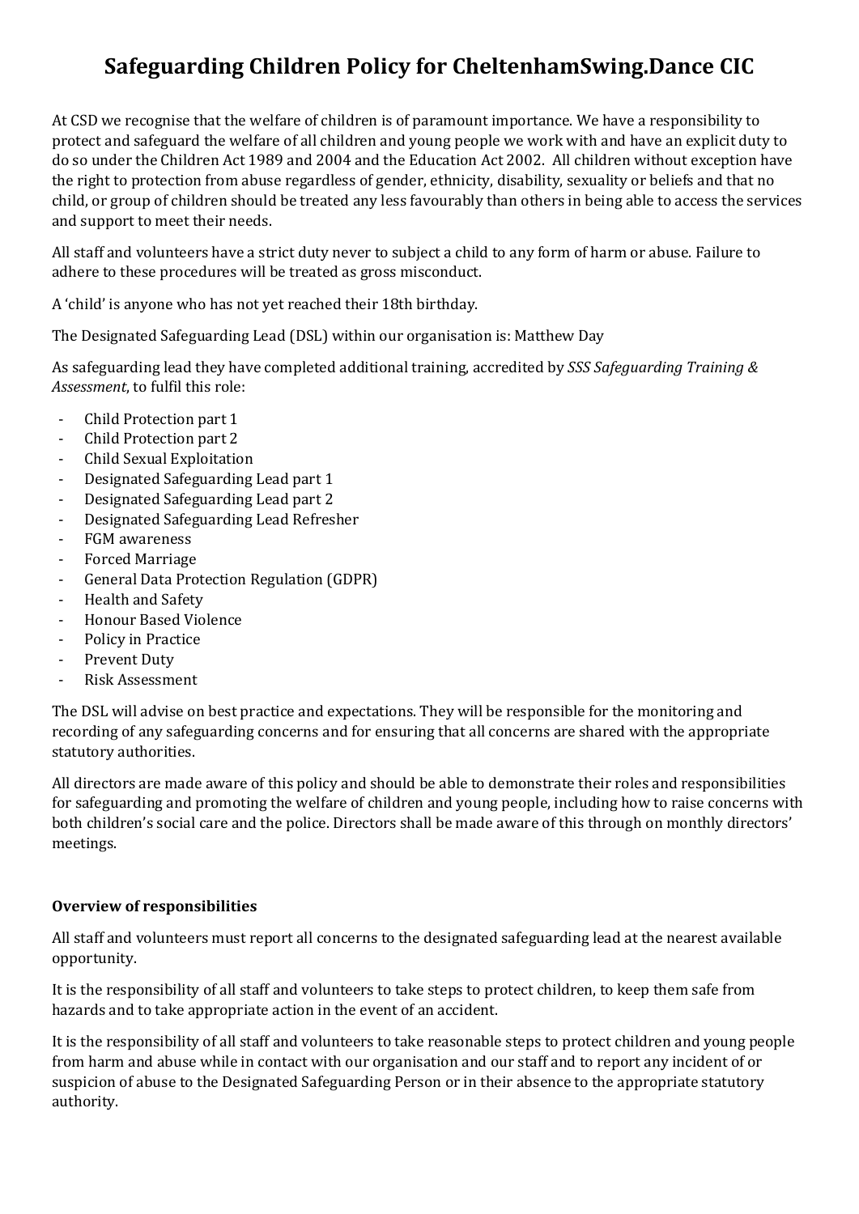# Safeguarding Children Policy for CheltenhamSwing.Dance CIC

At CSD we recognise that the welfare of children is of paramount importance. We have a responsibility to protect and safeguard the welfare of all children and young people we work with and have an explicit duty to do so under the Children Act 1989 and 2004 and the Education Act 2002. All children without exception have the right to protection from abuse regardless of gender, ethnicity, disability, sexuality or beliefs and that no child, or group of children should be treated any less favourably than others in being able to access the services and support to meet their needs.

All staff and volunteers have a strict duty never to subject a child to any form of harm or abuse. Failure to adhere to these procedures will be treated as gross misconduct.

A 'child' is anyone who has not yet reached their 18th birthday.

The Designated Safeguarding Lead (DSL) within our organisation is: Matthew Day

As safeguarding lead they have completed additional training, accredited by *SSS Safeguarding Training & Assessment*, to fulfil this role:

- Child Protection part 1
- Child Protection part 2
- Child Sexual Exploitation
- Designated Safeguarding Lead part 1
- Designated Safeguarding Lead part 2
- Designated Safeguarding Lead Refresher
- FGM awareness
- Forced Marriage
- General Data Protection Regulation (GDPR)
- Health and Safety
- Honour Based Violence
- Policy in Practice
- Prevent Duty
- Risk Assessment

The DSL will advise on best practice and expectations. They will be responsible for the monitoring and recording of any safeguarding concerns and for ensuring that all concerns are shared with the appropriate statutory authorities.

All directors are made aware of this policy and should be able to demonstrate their roles and responsibilities for safeguarding and promoting the welfare of children and young people, including how to raise concerns with both children's social care and the police. Directors shall be made aware of this through on monthly directors' meetings.

**Overview of responsibilities**

All staff and volunteers must report all concerns to the designated safeguarding lead at the nearest available opportunity.

It is the responsibility of all staff and volunteers to take steps to protect children, to keep them safe from hazards and to take appropriate action in the event of an accident.

It is the responsibility of all staff and volunteers to take reasonable steps to protect children and young people from harm and abuse while in contact with our organisation and our staff and to report any incident of or suspicion of abuse to the Designated Safeguarding Person or in their absence to the appropriate statutory authority.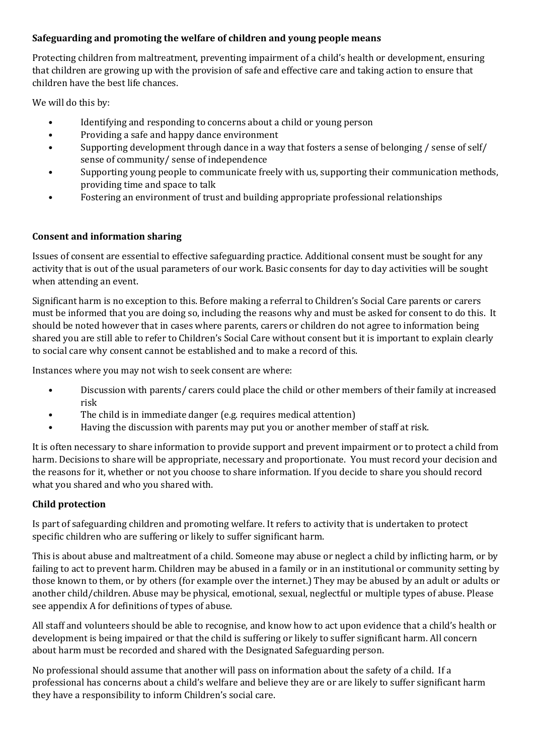**Safeguarding and promoting the welfare of children and young people means**

Protecting children from maltreatment, preventing impairment of a child's health or development, ensuring that children are growing up with the provision of safe and effective care and taking action to ensure that children have the best life chances.

We will do this by:

- Identifying and responding to concerns about a child or young person
- Providing a safe and happy dance environment
- Supporting development through dance in a way that fosters a sense of belonging / sense of self/ sense of community/ sense of independence
- Supporting young people to communicate freely with us, supporting their communication methods, providing time and space to talk
- Fostering an environment of trust and building appropriate professional relationships

**Consent and information sharing**

Issues of consent are essential to effective safeguarding practice. Additional consent must be sought for any activity that is out of the usual parameters of our work. Basic consents for day to day activities will be sought when attending an event.

Significant harm is no exception to this. Before making a referral to Children's Social Care parents or carers must be informed that you are doing so, including the reasons why and must be asked for consent to do this. It should be noted however that in cases where parents, carers or children do not agree to information being shared you are still able to refer to Children's Social Care without consent but it is important to explain clearly to social care why consent cannot be established and to make a record of this.

Instances where you may not wish to seek consent are where:

- Discussion with parents/ carers could place the child or other members of their family at increased risk
- The child is in immediate danger (e.g. requires medical attention)
- Having the discussion with parents may put you or another member of staff at risk.

It is often necessary to share information to provide support and prevent impairment or to protect a child from harm. Decisions to share will be appropriate, necessary and proportionate. You must record your decision and the reasons for it, whether or not you choose to share information. If you decide to share you should record what you shared and who you shared with.

**Child protection**

Is part of safeguarding children and promoting welfare. It refers to activity that is undertaken to protect specific children who are suffering or likely to suffer significant harm.

This is about abuse and maltreatment of a child. Someone may abuse or neglect a child by inflicting harm, or by failing to act to prevent harm. Children may be abused in a family or in an institutional or community setting by those known to them, or by others (for example over the internet.) They may be abused by an adult or adults or another child/children. Abuse may be physical, emotional, sexual, neglectful or multiple types of abuse. Please see appendix A for definitions of types of abuse.

All staff and volunteers should be able to recognise, and know how to act upon evidence that a child's health or development is being impaired or that the child is suffering or likely to suffer significant harm. All concern about harm must be recorded and shared with the Designated Safeguarding person.

No professional should assume that another will pass on information about the safety of a child. If a professional has concerns about a child's welfare and believe they are or are likely to suffer significant harm they have a responsibility to inform Children's social care.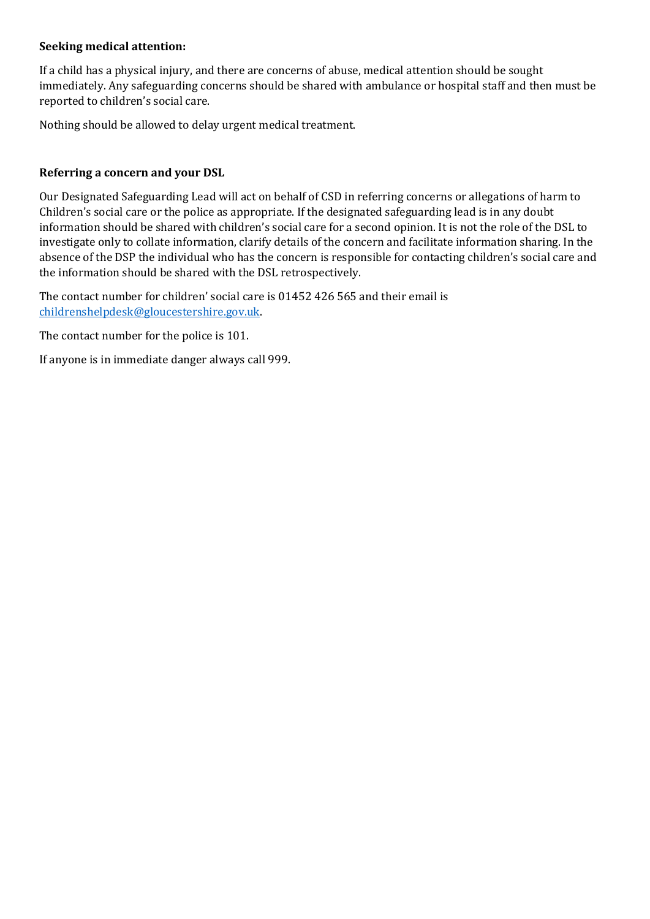**Seeking medical attention:**

If a child has a physical injury, and there are concerns of abuse, medical attention should be sought immediately. Any safeguarding concerns should be shared with ambulance or hospital staff and then must be reported to children's social care.

Nothing should be allowed to delay urgent medical treatment.

**Referring a concern and your DSL**

Our Designated Safeguarding Lead will act on behalf of CSD in referring concerns or allegations of harm to Children's social care or the police as appropriate. If the designated safeguarding lead is in any doubt information should be shared with children's social care for a second opinion. It is not the role of the DSL to investigate only to collate information, clarify details of the concern and facilitate information sharing. In the absence of the DSP the individual who has the concern is responsible for contacting children's social care and the information should be shared with the DSL retrospectively.

The contact number for children' social care is 01452 426 565 and their email is [childrenshelpdesk@gloucestershire.gov.uk](mailto:childrenshelpdesk@gloucestershire.gov.uk).

The contact number for the police is 101.

If anyone is in immediate danger always call 999.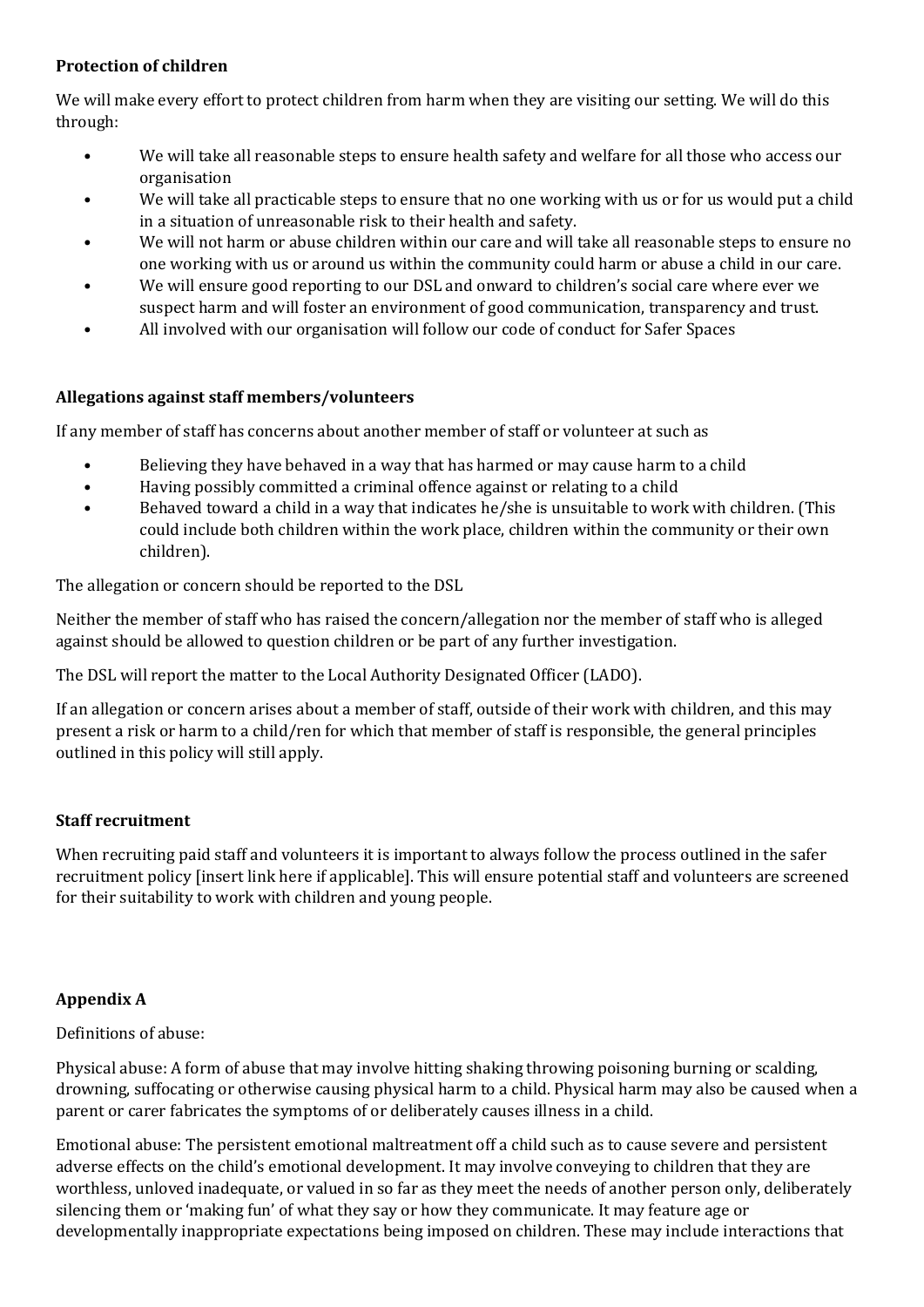**Protection of children**

We will make every effort to protect children from harm when they are visiting our setting. We will do this through:

- We will take all reasonable steps to ensure health safety and welfare for all those who access our organisation
- We will take all practicable steps to ensure that no one working with us or for us would put a child in a situation of unreasonable risk to their health and safety.
- We will not harm or abuse children within our care and will take all reasonable steps to ensure no one working with us or around us within the community could harm or abuse a child in our care.
- We will ensure good reporting to our DSL and onward to children's social care where ever we suspect harm and will foster an environment of good communication, transparency and trust.
- All involved with our organisation will follow our code of conduct for Safer Spaces

**Allegations against staff members/volunteers**

If any member of staff has concerns about another member of staff or volunteer at such as

- Believing they have behaved in a way that has harmed or may cause harm to a child
- Having possibly committed a criminal offence against or relating to a child
- Behaved toward a child in a way that indicates he/she is unsuitable to work with children. (This could include both children within the work place, children within the community or their own children).

The allegation or concern should be reported to the DSL

Neither the member of staff who has raised the concern/allegation nor the member of staff who is alleged against should be allowed to question children or be part of any further investigation.

The DSL will report the matter to the Local Authority Designated Officer (LADO).

If an allegation or concern arises about a member of staff, outside of their work with children, and this may present a risk or harm to a child/ren for which that member of staff is responsible, the general principles outlined in this policy will still apply.

**Staff recruitment**

When recruiting paid staff and volunteers it is important to always follow the process outlined in the safer recruitment policy [insert link here if applicable]. This will ensure potential staff and volunteers are screened for their suitability to work with children and young people.

**Appendix A**

Definitions of abuse:

Physical abuse: A form of abuse that may involve hitting shaking throwing poisoning burning or scalding, drowning, suffocating or otherwise causing physical harm to a child. Physical harm may also be caused when a parent or carer fabricates the symptoms of or deliberately causes illness in a child.

Emotional abuse: The persistent emotional maltreatment off a child such as to cause severe and persistent adverse effects on the child's emotional development. It may involve conveying to children that they are worthless, unloved inadequate, or valued in so far as they meet the needs of another person only, deliberately silencing them or 'making fun' of what they say or how they communicate. It may feature age or developmentally inappropriate expectations being imposed on children. These may include interactions that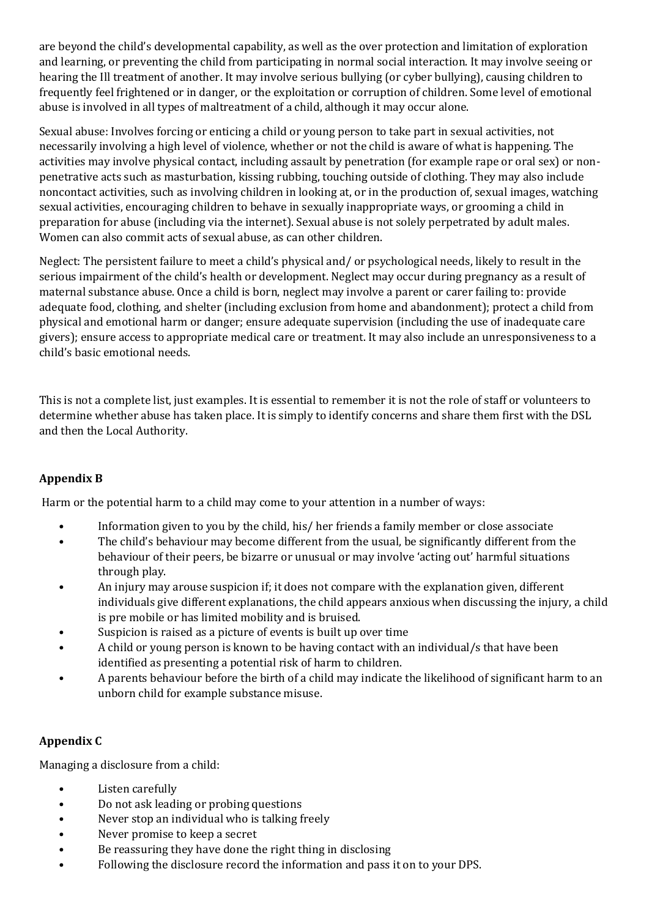are beyond the child's developmental capability, as well as the over protection and limitation of exploration and learning, or preventing the child from participating in normal social interaction. It may involve seeing or hearing the Ill treatment of another. It may involve serious bullying (or cyber bullying), causing children to frequently feel frightened or in danger, or the exploitation or corruption of children. Some level of emotional abuse is involved in all types of maltreatment of a child, although it may occur alone.

Sexual abuse: Involves forcing or enticing a child or young person to take part in sexual activities, not necessarily involving a high level of violence, whether or not the child is aware of what is happening. The activities may involve physical contact, including assault by penetration (for example rape or oral sex) or non-penetrative acts such as masturbation, kissing rubbing, touching outside of clothing. They may also include noncontact activities, such as involving children in looking at, or in the production of, sexual images, watching sexual activities, encouraging children to behave in sexually inappropriate ways, or grooming a child in preparation for abuse (including via the internet). Sexual abuse is not solely perpetrated by adult males. Women can also commit acts of sexual abuse, as can other children.

Neglect: The persistent failure to meet a child's physical and/ or psychological needs, likely to result in the serious impairment of the child's health or development. Neglect may occur during pregnancy as a result of maternal substance abuse. Once a child is born, neglect may involve a parent or carer failing to: provide adequate food, clothing, and shelter (including exclusion from home and abandonment); protect a child from physical and emotional harm or danger; ensure adequate supervision (including the use of inadequate care givers); ensure access to appropriate medical care or treatment. It may also include an unresponsiveness to a child's basic emotional needs.

This is not a complete list, just examples. It is essential to remember it is not the role of staff or volunteers to determine whether abuse has taken place. It is simply to identify concerns and share them first with the DSL and then the Local Authority.

**Appendix B**

Harm or the potential harm to a child may come to your attention in a number of ways:

- Information given to you by the child, his/ her friends a family member or close associate
- The child's behaviour may become different from the usual, be significantly different from the behaviour of their peers, be bizarre or unusual or may involve 'acting out' harmful situations through play.
- An injury may arouse suspicion if; it does not compare with the explanation given, different individuals give different explanations, the child appears anxious when discussing the injury, a child is pre mobile or has limited mobility and is bruised.
- Suspicion is raised as a picture of events is built up over time
- A child or young person is known to be having contact with an individual/s that have been identified as presenting a potential risk of harm to children.
- A parents behaviour before the birth of a child may indicate the likelihood of significant harm to an unborn child for example substance misuse.

**Appendix C**

Managing a disclosure from a child:

- Listen carefully
- Do not ask leading or probing questions
- Never stop an individual who is talking freely
- Never promise to keep a secret
- Be reassuring they have done the right thing in disclosing
- Following the disclosure record the information and pass it on to your DPS.